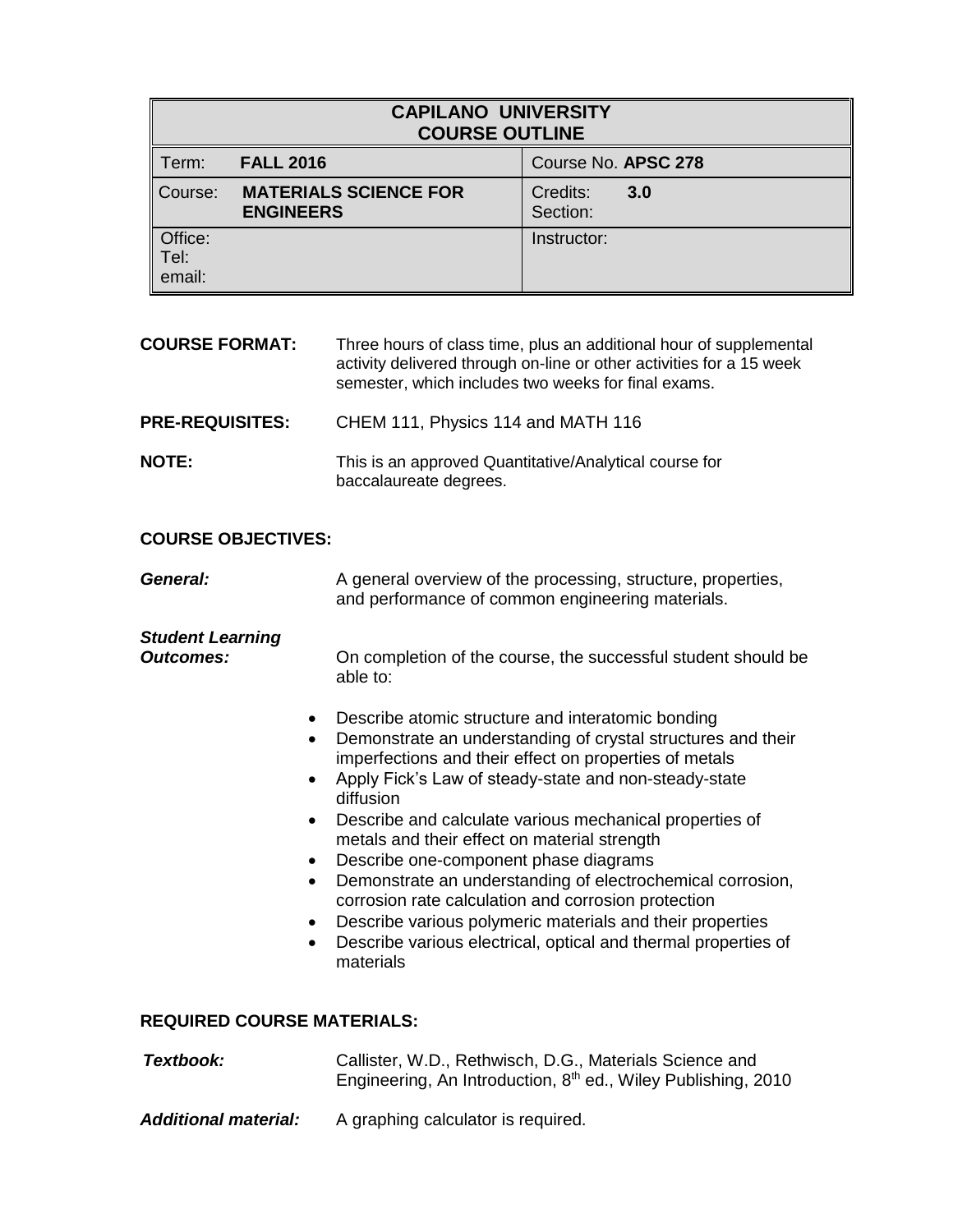| CAPILANO UNIVERSITY COURSE OUTLINE | |
| --- | --- |
| Term: **FALL 2016** | Course No. **APSC 278** |
| Course: **MATERIALS SCIENCE FOR ENGINEERS** | Credits: **3.0**<br>Section: |
| Office:<br>Tel:<br>email: | Instructor: |

**COURSE FORMAT:** Three hours of class time, plus an additional hour of supplemental activity delivered through on-line or other activities for a 15 week semester, which includes two weeks for final exams.

**PRE-REQUISITES:** CHEM 111, Physics 114 and MATH 116

**NOTE:** This is an approved Quantitative/Analytical course for baccalaureate degrees.

## COURSE OBJECTIVES:

***General:*** A general overview of the processing, structure, properties, and performance of common engineering materials.

***Student Learning Outcomes:*** On completion of the course, the successful student should be able to:

- Describe atomic structure and interatomic bonding
- Demonstrate an understanding of crystal structures and their imperfections and their effect on properties of metals
- Apply Fick's Law of steady-state and non-steady-state diffusion
- Describe and calculate various mechanical properties of metals and their effect on material strength
- Describe one-component phase diagrams
- Demonstrate an understanding of electrochemical corrosion, corrosion rate calculation and corrosion protection
- Describe various polymeric materials and their properties
- Describe various electrical, optical and thermal properties of materials

## REQUIRED COURSE MATERIALS:

***Textbook:*** Callister, W.D., Rethwisch, D.G., Materials Science and Engineering, An Introduction, 8th ed., Wiley Publishing, 2010

***Additional material:*** A graphing calculator is required.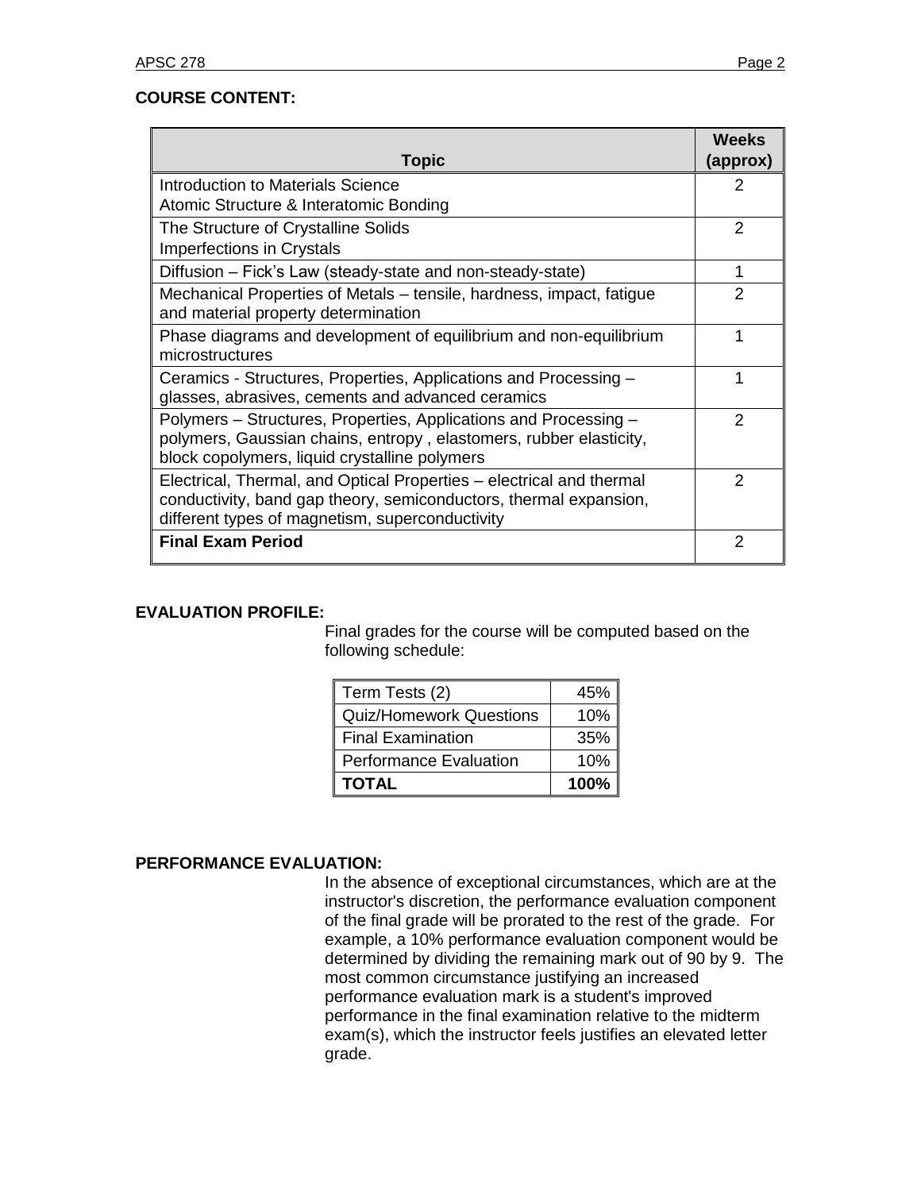**COURSE CONTENT:**

| Topic | Weeks (approx) |
|---|---|
| Introduction to Materials Science<br>Atomic Structure & Interatomic Bonding | 2 |
| The Structure of Crystalline Solids<br>Imperfections in Crystals | 2 |
| Diffusion – Fick's Law (steady-state and non-steady-state) | 1 |
| Mechanical Properties of Metals – tensile, hardness, impact, fatigue and material property determination | 2 |
| Phase diagrams and development of equilibrium and non-equilibrium microstructures | 1 |
| Ceramics - Structures, Properties, Applications and Processing – glasses, abrasives, cements and advanced ceramics | 1 |
| Polymers – Structures, Properties, Applications and Processing – polymers, Gaussian chains, entropy , elastomers, rubber elasticity, block copolymers, liquid crystalline polymers | 2 |
| Electrical, Thermal, and Optical Properties – electrical and thermal conductivity, band gap theory, semiconductors, thermal expansion, different types of magnetism, superconductivity | 2 |
| **Final Exam Period** | 2 |

**EVALUATION PROFILE:**

Final grades for the course will be computed based on the following schedule:

| Component | Weight |
|---|---|
| Term Tests (2) | 45% |
| Quiz/Homework Questions | 10% |
| Final Examination | 35% |
| Performance Evaluation | 10% |
| **TOTAL** | **100%** |

**PERFORMANCE EVALUATION:**

In the absence of exceptional circumstances, which are at the instructor's discretion, the performance evaluation component of the final grade will be prorated to the rest of the grade. For example, a 10% performance evaluation component would be determined by dividing the remaining mark out of 90 by 9. The most common circumstance justifying an increased performance evaluation mark is a student's improved performance in the final examination relative to the midterm exam(s), which the instructor feels justifies an elevated letter grade.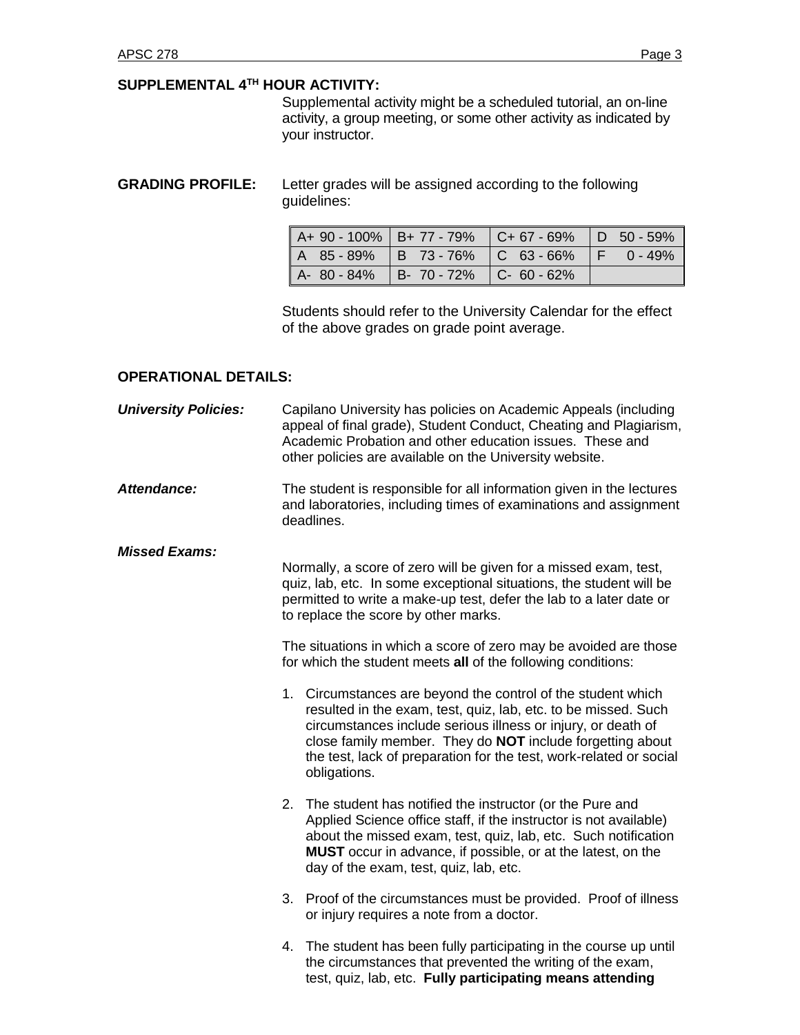**SUPPLEMENTAL 4TH HOUR ACTIVITY:**

Supplemental activity might be a scheduled tutorial, an on-line activity, a group meeting, or some other activity as indicated by your instructor.

**GRADING PROFILE:** Letter grades will be assigned according to the following guidelines:

| | | | |
|---|---|---|---|
| A+ 90 - 100% | B+ 77 - 79% | C+ 67 - 69% | D 50 - 59% |
| A 85 - 89% | B 73 - 76% | C 63 - 66% | F 0 - 49% |
| A- 80 - 84% | B- 70 - 72% | C- 60 - 62% | |

Students should refer to the University Calendar for the effect of the above grades on grade point average.

**OPERATIONAL DETAILS:**

***University Policies:*** Capilano University has policies on Academic Appeals (including appeal of final grade), Student Conduct, Cheating and Plagiarism, Academic Probation and other education issues. These and other policies are available on the University website.

***Attendance:*** The student is responsible for all information given in the lectures and laboratories, including times of examinations and assignment deadlines.

***Missed Exams:***

Normally, a score of zero will be given for a missed exam, test, quiz, lab, etc. In some exceptional situations, the student will be permitted to write a make-up test, defer the lab to a later date or to replace the score by other marks.

The situations in which a score of zero may be avoided are those for which the student meets **all** of the following conditions:

1. Circumstances are beyond the control of the student which resulted in the exam, test, quiz, lab, etc. to be missed. Such circumstances include serious illness or injury, or death of close family member. They do **NOT** include forgetting about the test, lack of preparation for the test, work-related or social obligations.

2. The student has notified the instructor (or the Pure and Applied Science office staff, if the instructor is not available) about the missed exam, test, quiz, lab, etc. Such notification **MUST** occur in advance, if possible, or at the latest, on the day of the exam, test, quiz, lab, etc.

3. Proof of the circumstances must be provided. Proof of illness or injury requires a note from a doctor.

4. The student has been fully participating in the course up until the circumstances that prevented the writing of the exam, test, quiz, lab, etc. **Fully participating means attending**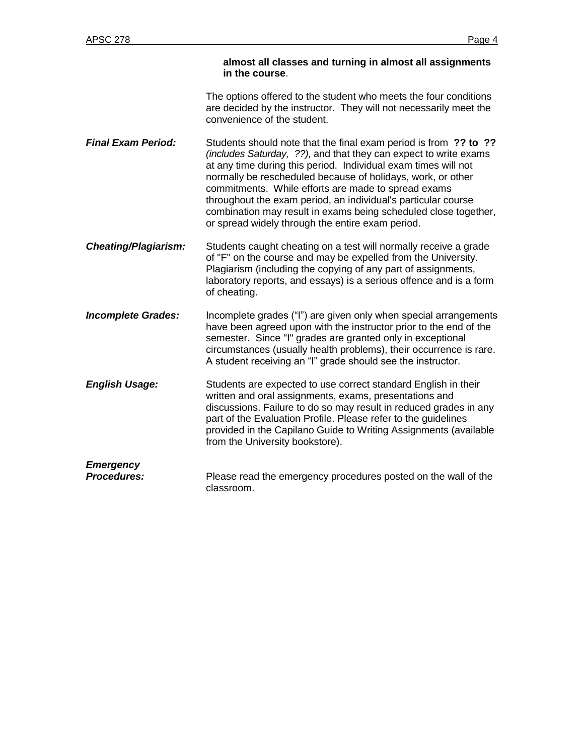**almost all classes and turning in almost all assignments in the course**.

The options offered to the student who meets the four conditions are decided by the instructor. They will not necessarily meet the convenience of the student.

***Final Exam Period:*** Students should note that the final exam period is from **?? to ??** *(includes Saturday, ??),* and that they can expect to write exams at any time during this period. Individual exam times will not normally be rescheduled because of holidays, work, or other commitments. While efforts are made to spread exams throughout the exam period, an individual's particular course combination may result in exams being scheduled close together, or spread widely through the entire exam period.

***Cheating/Plagiarism:*** Students caught cheating on a test will normally receive a grade of "F" on the course and may be expelled from the University. Plagiarism (including the copying of any part of assignments, laboratory reports, and essays) is a serious offence and is a form of cheating.

***Incomplete Grades:*** Incomplete grades ("I") are given only when special arrangements have been agreed upon with the instructor prior to the end of the semester. Since "I" grades are granted only in exceptional circumstances (usually health problems), their occurrence is rare. A student receiving an "I" grade should see the instructor.

***English Usage:*** Students are expected to use correct standard English in their written and oral assignments, exams, presentations and discussions. Failure to do so may result in reduced grades in any part of the Evaluation Profile. Please refer to the guidelines provided in the Capilano Guide to Writing Assignments (available from the University bookstore).

***Emergency Procedures:*** Please read the emergency procedures posted on the wall of the classroom.